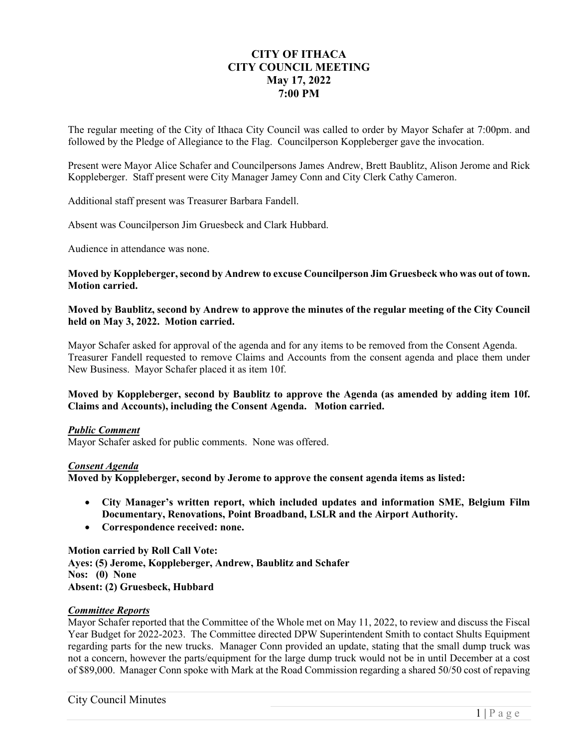# CITY OF ITHACA
# CITY COUNCIL MEETING
# May 17, 2022
# 7:00 PM

The regular meeting of the City of Ithaca City Council was called to order by Mayor Schafer at 7:00pm. and followed by the Pledge of Allegiance to the Flag. Councilperson Koppleberger gave the invocation.

Present were Mayor Alice Schafer and Councilpersons James Andrew, Brett Baublitz, Alison Jerome and Rick Koppleberger. Staff present were City Manager Jamey Conn and City Clerk Cathy Cameron.

Additional staff present was Treasurer Barbara Fandell.

Absent was Councilperson Jim Gruesbeck and Clark Hubbard.

Audience in attendance was none.

**Moved by Koppleberger, second by Andrew to excuse Councilperson Jim Gruesbeck who was out of town. Motion carried.**

**Moved by Baublitz, second by Andrew to approve the minutes of the regular meeting of the City Council held on May 3, 2022. Motion carried.**

Mayor Schafer asked for approval of the agenda and for any items to be removed from the Consent Agenda. Treasurer Fandell requested to remove Claims and Accounts from the consent agenda and place them under New Business. Mayor Schafer placed it as item 10f.

**Moved by Koppleberger, second by Baublitz to approve the Agenda (as amended by adding item 10f. Claims and Accounts), including the Consent Agenda. Motion carried.**

***Public Comment***

Mayor Schafer asked for public comments. None was offered.

***Consent Agenda***

**Moved by Koppleberger, second by Jerome to approve the consent agenda items as listed:**

- **City Manager's written report, which included updates and information SME, Belgium Film Documentary, Renovations, Point Broadband, LSLR and the Airport Authority.**
- **Correspondence received: none.**

**Motion carried by Roll Call Vote:**
**Ayes: (5) Jerome, Koppleberger, Andrew, Baublitz and Schafer**
**Nos: (0) None**
**Absent: (2) Gruesbeck, Hubbard**

***Committee Reports***

Mayor Schafer reported that the Committee of the Whole met on May 11, 2022, to review and discuss the Fiscal Year Budget for 2022-2023. The Committee directed DPW Superintendent Smith to contact Shults Equipment regarding parts for the new trucks. Manager Conn provided an update, stating that the small dump truck was not a concern, however the parts/equipment for the large dump truck would not be in until December at a cost of $89,000. Manager Conn spoke with Mark at the Road Commission regarding a shared 50/50 cost of repaving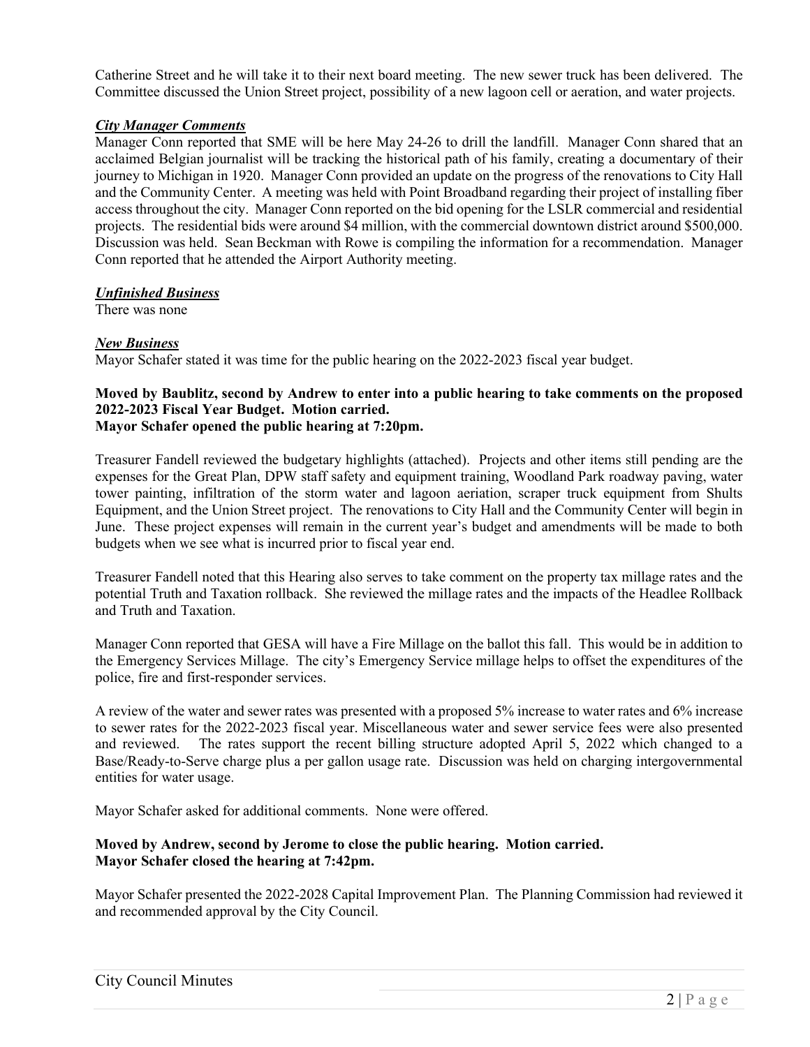Catherine Street and he will take it to their next board meeting. The new sewer truck has been delivered. The Committee discussed the Union Street project, possibility of a new lagoon cell or aeration, and water projects.

***City Manager Comments***

Manager Conn reported that SME will be here May 24-26 to drill the landfill. Manager Conn shared that an acclaimed Belgian journalist will be tracking the historical path of his family, creating a documentary of their journey to Michigan in 1920. Manager Conn provided an update on the progress of the renovations to City Hall and the Community Center. A meeting was held with Point Broadband regarding their project of installing fiber access throughout the city. Manager Conn reported on the bid opening for the LSLR commercial and residential projects. The residential bids were around $4 million, with the commercial downtown district around $500,000. Discussion was held. Sean Beckman with Rowe is compiling the information for a recommendation. Manager Conn reported that he attended the Airport Authority meeting.

***Unfinished Business***

There was none

***New Business***

Mayor Schafer stated it was time for the public hearing on the 2022-2023 fiscal year budget.

**Moved by Baublitz, second by Andrew to enter into a public hearing to take comments on the proposed 2022-2023 Fiscal Year Budget. Motion carried.**
**Mayor Schafer opened the public hearing at 7:20pm.**

Treasurer Fandell reviewed the budgetary highlights (attached). Projects and other items still pending are the expenses for the Great Plan, DPW staff safety and equipment training, Woodland Park roadway paving, water tower painting, infiltration of the storm water and lagoon aeration, scraper truck equipment from Shults Equipment, and the Union Street project. The renovations to City Hall and the Community Center will begin in June. These project expenses will remain in the current year's budget and amendments will be made to both budgets when we see what is incurred prior to fiscal year end.

Treasurer Fandell noted that this Hearing also serves to take comment on the property tax millage rates and the potential Truth and Taxation rollback. She reviewed the millage rates and the impacts of the Headlee Rollback and Truth and Taxation.

Manager Conn reported that GESA will have a Fire Millage on the ballot this fall. This would be in addition to the Emergency Services Millage. The city's Emergency Service millage helps to offset the expenditures of the police, fire and first-responder services.

A review of the water and sewer rates was presented with a proposed 5% increase to water rates and 6% increase to sewer rates for the 2022-2023 fiscal year. Miscellaneous water and sewer service fees were also presented and reviewed. The rates support the recent billing structure adopted April 5, 2022 which changed to a Base/Ready-to-Serve charge plus a per gallon usage rate. Discussion was held on charging intergovernmental entities for water usage.

Mayor Schafer asked for additional comments. None were offered.

**Moved by Andrew, second by Jerome to close the public hearing. Motion carried.**
**Mayor Schafer closed the hearing at 7:42pm.**

Mayor Schafer presented the 2022-2028 Capital Improvement Plan. The Planning Commission had reviewed it and recommended approval by the City Council.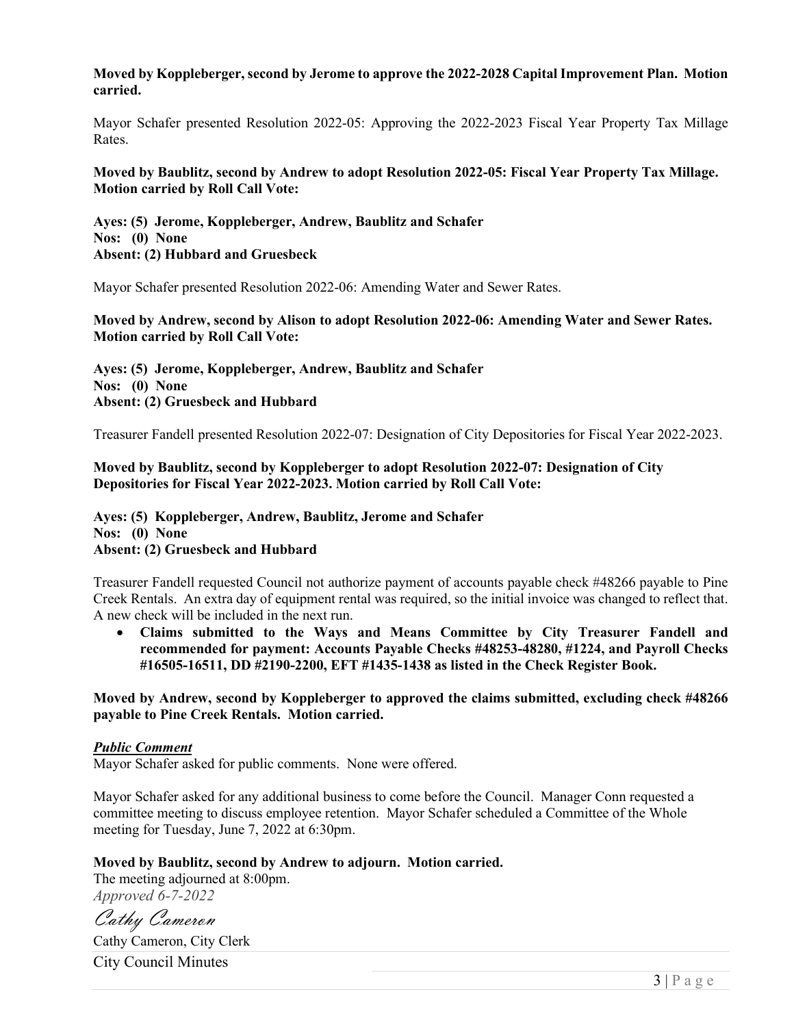**Moved by Koppleberger, second by Jerome to approve the 2022-2028 Capital Improvement Plan. Motion carried.**

Mayor Schafer presented Resolution 2022-05: Approving the 2022-2023 Fiscal Year Property Tax Millage Rates.

**Moved by Baublitz, second by Andrew to adopt Resolution 2022-05: Fiscal Year Property Tax Millage. Motion carried by Roll Call Vote:**

**Ayes: (5) Jerome, Koppleberger, Andrew, Baublitz and Schafer**
**Nos: (0) None**
**Absent: (2) Hubbard and Gruesbeck**

Mayor Schafer presented Resolution 2022-06: Amending Water and Sewer Rates.

**Moved by Andrew, second by Alison to adopt Resolution 2022-06: Amending Water and Sewer Rates. Motion carried by Roll Call Vote:**

**Ayes: (5) Jerome, Koppleberger, Andrew, Baublitz and Schafer**
**Nos: (0) None**
**Absent: (2) Gruesbeck and Hubbard**

Treasurer Fandell presented Resolution 2022-07: Designation of City Depositories for Fiscal Year 2022-2023.

**Moved by Baublitz, second by Koppleberger to adopt Resolution 2022-07: Designation of City Depositories for Fiscal Year 2022-2023. Motion carried by Roll Call Vote:**

**Ayes: (5) Koppleberger, Andrew, Baublitz, Jerome and Schafer**
**Nos: (0) None**
**Absent: (2) Gruesbeck and Hubbard**

Treasurer Fandell requested Council not authorize payment of accounts payable check #48266 payable to Pine Creek Rentals. An extra day of equipment rental was required, so the initial invoice was changed to reflect that. A new check will be included in the next run.

- **Claims submitted to the Ways and Means Committee by City Treasurer Fandell and recommended for payment: Accounts Payable Checks #48253-48280, #1224, and Payroll Checks #16505-16511, DD #2190-2200, EFT #1435-1438 as listed in the Check Register Book.**

**Moved by Andrew, second by Koppleberger to approved the claims submitted, excluding check #48266 payable to Pine Creek Rentals. Motion carried.**

***Public Comment***
Mayor Schafer asked for public comments. None were offered.

Mayor Schafer asked for any additional business to come before the Council. Manager Conn requested a committee meeting to discuss employee retention. Mayor Schafer scheduled a Committee of the Whole meeting for Tuesday, June 7, 2022 at 6:30pm.

**Moved by Baublitz, second by Andrew to adjourn. Motion carried.**
The meeting adjourned at 8:00pm.
*Approved 6-7-2022*

*Cathy Cameron*

Cathy Cameron, City Clerk